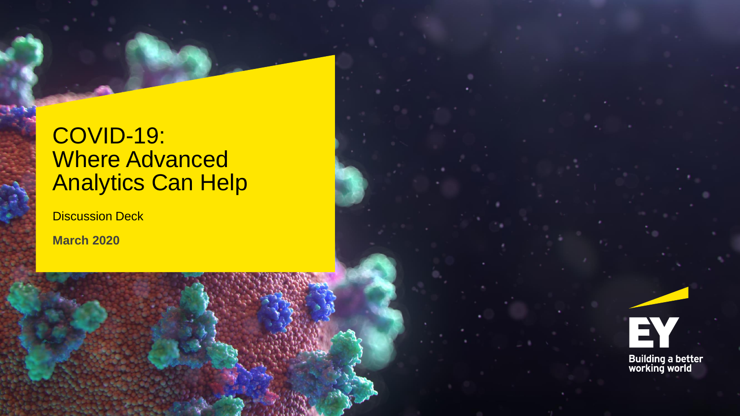# COVID-19: Where Advanced Analytics Can Help

Discussion Deck

**March 2020**

EY

Building a better working world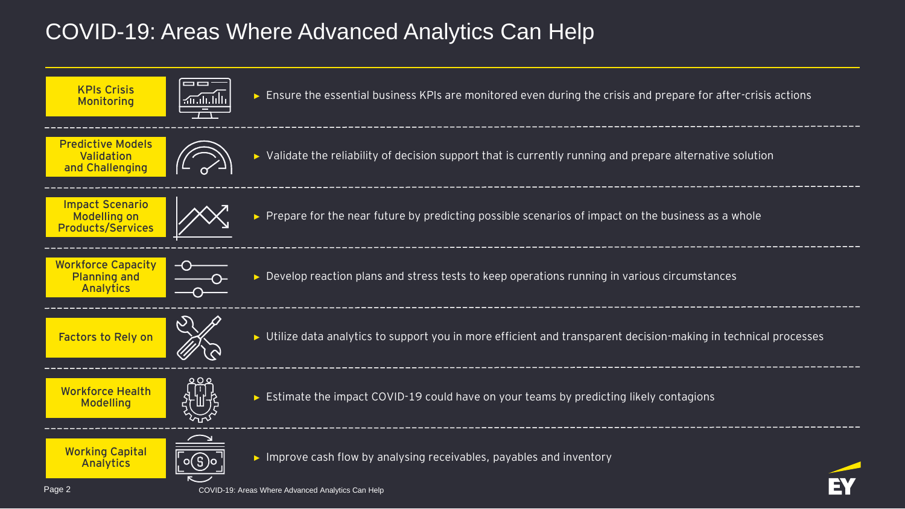# COVID-19: Areas Where Advanced Analytics Can Help

| | |
|---|---|
| **KPIs Crisis Monitoring** | ► Ensure the essential business KPIs are monitored even during the crisis and prepare for after-crisis actions |
| **Predictive Models Validation and Challenging** | ► Validate the reliability of decision support that is currently running and prepare alternative solution |
| **Impact Scenario Modelling on Products/Services** | ► Prepare for the near future by predicting possible scenarios of impact on the business as a whole |
| **Workforce Capacity Planning and Analytics** | ► Develop reaction plans and stress tests to keep operations running in various circumstances |
| **Factors to Rely on** | ► Utilize data analytics to support you in more efficient and transparent decision-making in technical processes |
| **Workforce Health Modelling** | ► Estimate the impact COVID-19 could have on your teams by predicting likely contagions |
| **Working Capital Analytics** | ► Improve cash flow by analysing receivables, payables and inventory |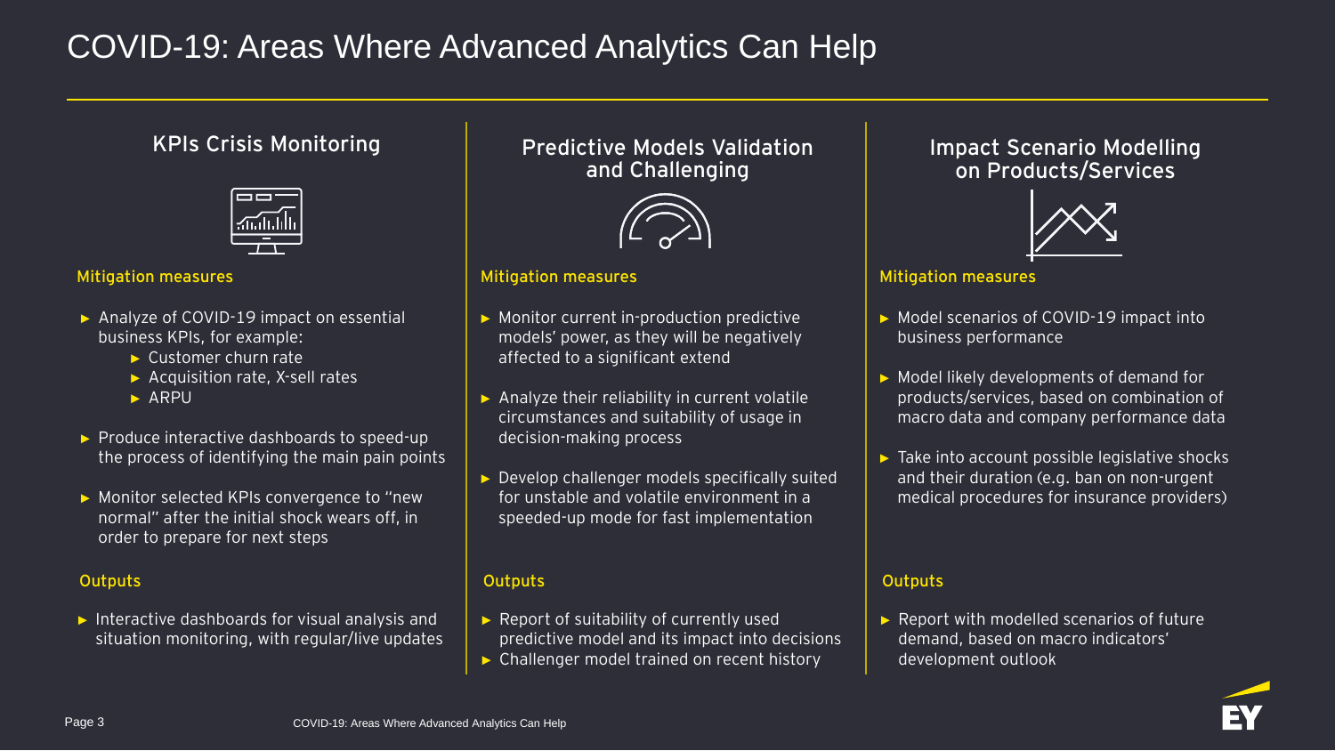# COVID-19: Areas Where Advanced Analytics Can Help

## KPIs Crisis Monitoring

### Mitigation measures

- Analyze of COVID-19 impact on essential business KPIs, for example:
  - Customer churn rate
  - Acquisition rate, X-sell rates
  - ARPU
- Produce interactive dashboards to speed-up the process of identifying the main pain points
- Monitor selected KPIs convergence to "new normal" after the initial shock wears off, in order to prepare for next steps

### Outputs

- Interactive dashboards for visual analysis and situation monitoring, with regular/live updates

## Predictive Models Validation and Challenging

### Mitigation measures

- Monitor current in-production predictive models' power, as they will be negatively affected to a significant extend
- Analyze their reliability in current volatile circumstances and suitability of usage in decision-making process
- Develop challenger models specifically suited for unstable and volatile environment in a speeded-up mode for fast implementation

### Outputs

- Report of suitability of currently used predictive model and its impact into decisions
- Challenger model trained on recent history

## Impact Scenario Modelling on Products/Services

### Mitigation measures

- Model scenarios of COVID-19 impact into business performance
- Model likely developments of demand for products/services, based on combination of macro data and company performance data
- Take into account possible legislative shocks and their duration (e.g. ban on non-urgent medical procedures for insurance providers)

### Outputs

- Report with modelled scenarios of future demand, based on macro indicators' development outlook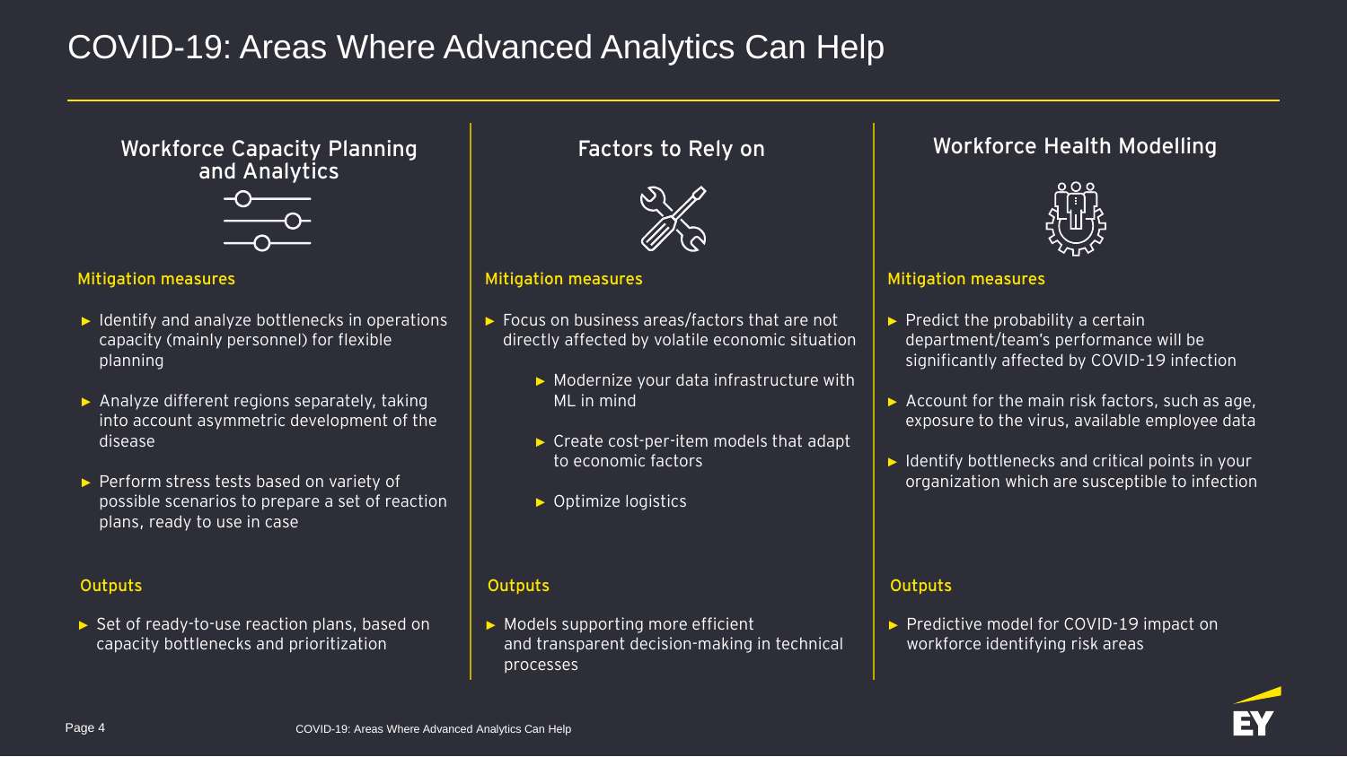# COVID-19: Areas Where Advanced Analytics Can Help

## Workforce Capacity Planning and Analytics

**Mitigation measures**

- Identify and analyze bottlenecks in operations capacity (mainly personnel) for flexible planning
- Analyze different regions separately, taking into account asymmetric development of the disease
- Perform stress tests based on variety of possible scenarios to prepare a set of reaction plans, ready to use in case

**Outputs**

- Set of ready-to-use reaction plans, based on capacity bottlenecks and prioritization

## Factors to Rely on

**Mitigation measures**

- Focus on business areas/factors that are not directly affected by volatile economic situation
  - Modernize your data infrastructure with ML in mind
  - Create cost-per-item models that adapt to economic factors
  - Optimize logistics

**Outputs**

- Models supporting more efficient and transparent decision-making in technical processes

## Workforce Health Modelling

**Mitigation measures**

- Predict the probability a certain department/team's performance will be significantly affected by COVID-19 infection
- Account for the main risk factors, such as age, exposure to the virus, available employee data
- Identify bottlenecks and critical points in your organization which are susceptible to infection

**Outputs**

- Predictive model for COVID-19 impact on workforce identifying risk areas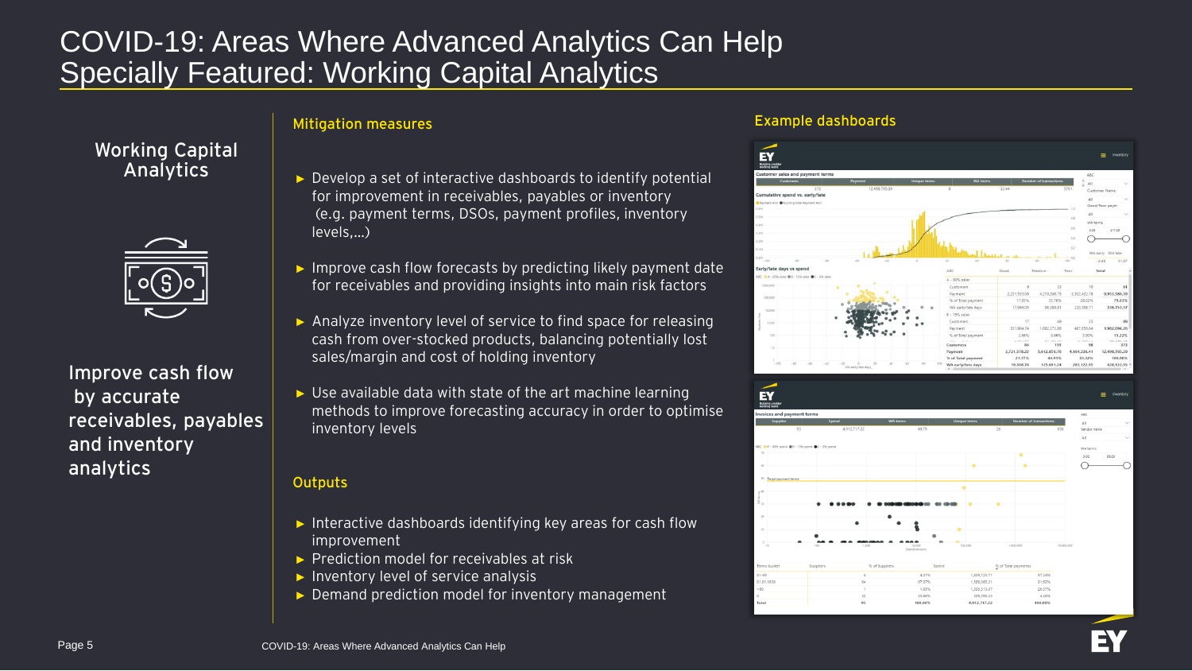# COVID-19: Areas Where Advanced Analytics Can Help
## Specially Featured: Working Capital Analytics

### Working Capital Analytics

**Improve cash flow by accurate receivables, payables and inventory analytics**

### Mitigation measures

- Develop a set of interactive dashboards to identify potential for improvement in receivables, payables or inventory (e.g. payment terms, DSOs, payment profiles, inventory levels,…)
- Improve cash flow forecasts by predicting likely payment date for receivables and providing insights into main risk factors
- Analyze inventory level of service to find space for releasing cash from over-stocked products, balancing potentially lost sales/margin and cost of holding inventory
- Use available data with state of the art machine learning methods to improve forecasting accuracy in order to optimise inventory levels

### Outputs

- Interactive dashboards identifying key areas for cash flow improvement
- Prediction model for receivables at risk
- Inventory level of service analysis
- Demand prediction model for inventory management

### Example dashboards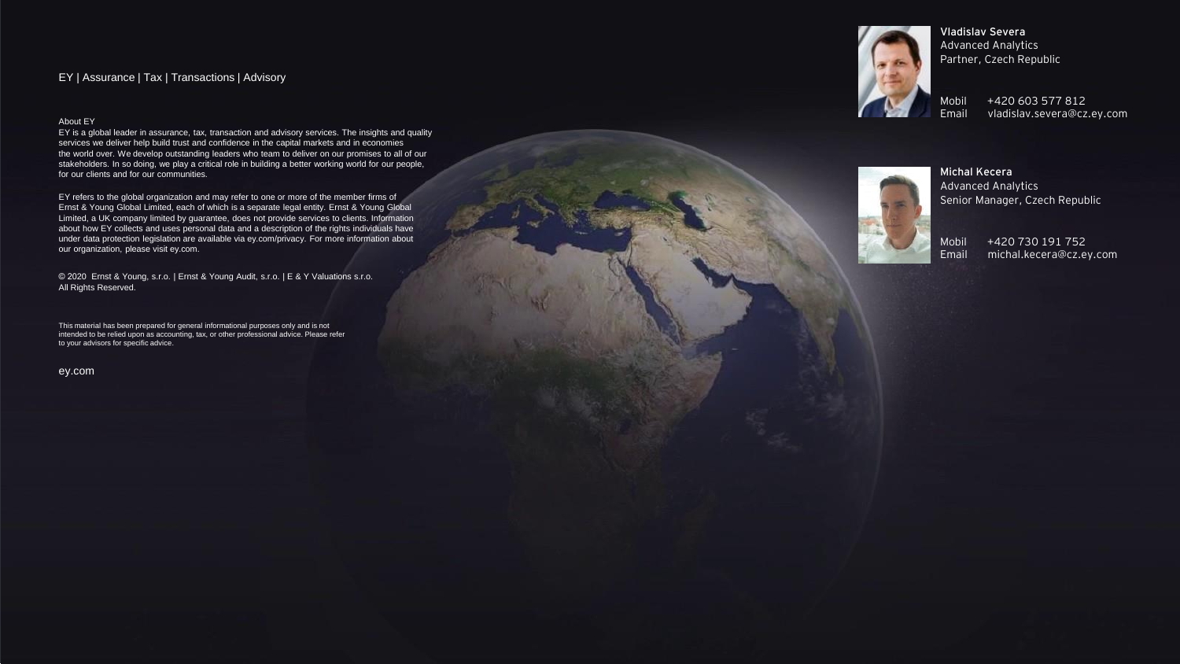EY | Assurance | Tax | Transactions | Advisory

About EY

EY is a global leader in assurance, tax, transaction and advisory services. The insights and quality services we deliver help build trust and confidence in the capital markets and in economies the world over. We develop outstanding leaders who team to deliver on our promises to all of our stakeholders. In so doing, we play a critical role in building a better working world for our people, for our clients and for our communities.

EY refers to the global organization and may refer to one or more of the member firms of Ernst & Young Global Limited, each of which is a separate legal entity. Ernst & Young Global Limited, a UK company limited by guarantee, does not provide services to clients. Information about how EY collects and uses personal data and a description of the rights individuals have under data protection legislation are available via ey.com/privacy. For more information about our organization, please visit ey.com.

© 2020 Ernst & Young, s.r.o. | Ernst & Young Audit, s.r.o. | E & Y Valuations s.r.o.
All Rights Reserved.

This material has been prepared for general informational purposes only and is not intended to be relied upon as accounting, tax, or other professional advice. Please refer to your advisors for specific advice.

ey.com

**Vladislav Severa**
Advanced Analytics
Partner, Czech Republic

Mobil +420 603 577 812
Email vladislav.severa@cz.ey.com

**Michal Kecera**
Advanced Analytics
Senior Manager, Czech Republic

Mobil +420 730 191 752
Email michal.kecera@cz.ey.com